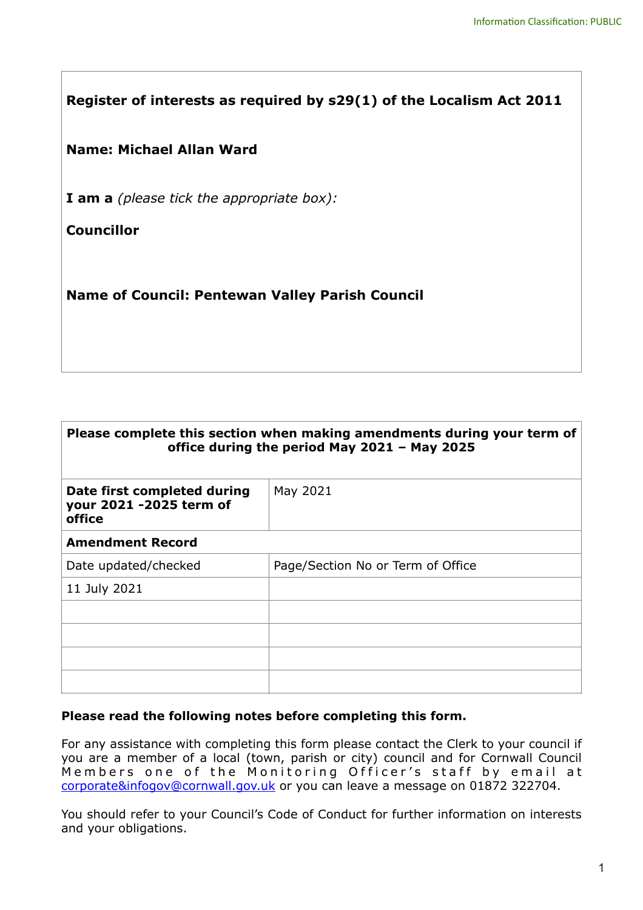**Register of interests as required by s29(1) of the Localism Act 2011**

**Name: Michael Allan Ward**

**I am a** *(please tick the appropriate box):*

**Councillor**

**Name of Council: Pentewan Valley Parish Council**

| **Please complete this section when making amendments during your term of office during the period May 2021 – May 2025** | |
|---|---|
| **Date first completed during your 2021 -2025 term of office** | May 2021 |
| **Amendment Record** | |
| Date updated/checked | Page/Section No or Term of Office |
| 11 July 2021 | |
| | |
| | |
| | |
| | |

**Please read the following notes before completing this form.**

For any assistance with completing this form please contact the Clerk to your council if you are a member of a local (town, parish or city) council and for Cornwall Council Members one of the Monitoring Officer's staff by email at corporate&infogov@cornwall.gov.uk or you can leave a message on 01872 322704.

You should refer to your Council's Code of Conduct for further information on interests and your obligations.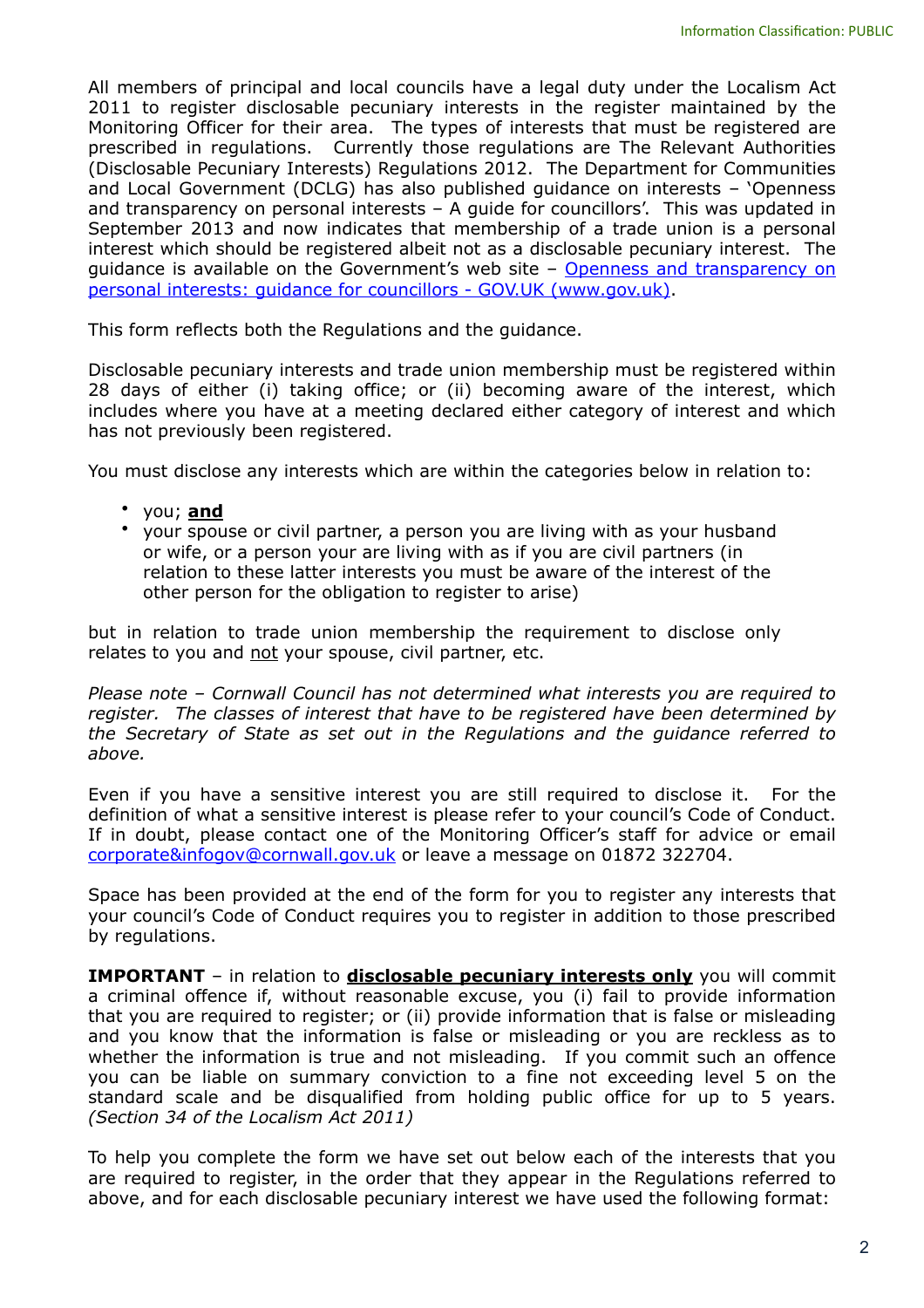All members of principal and local councils have a legal duty under the Localism Act 2011 to register disclosable pecuniary interests in the register maintained by the Monitoring Officer for their area. The types of interests that must be registered are prescribed in regulations. Currently those regulations are The Relevant Authorities (Disclosable Pecuniary Interests) Regulations 2012. The Department for Communities and Local Government (DCLG) has also published guidance on interests – 'Openness and transparency on personal interests – A guide for councillors'. This was updated in September 2013 and now indicates that membership of a trade union is a personal interest which should be registered albeit not as a disclosable pecuniary interest. The guidance is available on the Government's web site – [Openness and transparency on personal interests: guidance for councillors - GOV.UK (www.gov.uk)](www.gov.uk).

This form reflects both the Regulations and the guidance.

Disclosable pecuniary interests and trade union membership must be registered within 28 days of either (i) taking office; or (ii) becoming aware of the interest, which includes where you have at a meeting declared either category of interest and which has not previously been registered.

You must disclose any interests which are within the categories below in relation to:

- you; **and**
- your spouse or civil partner, a person you are living with as your husband or wife, or a person your are living with as if you are civil partners (in relation to these latter interests you must be aware of the interest of the other person for the obligation to register to arise)

but in relation to trade union membership the requirement to disclose only relates to you and not your spouse, civil partner, etc.

*Please note – Cornwall Council has not determined what interests you are required to register. The classes of interest that have to be registered have been determined by the Secretary of State as set out in the Regulations and the guidance referred to above.*

Even if you have a sensitive interest you are still required to disclose it. For the definition of what a sensitive interest is please refer to your council's Code of Conduct. If in doubt, please contact one of the Monitoring Officer's staff for advice or email corporate&infogov@cornwall.gov.uk or leave a message on 01872 322704.

Space has been provided at the end of the form for you to register any interests that your council's Code of Conduct requires you to register in addition to those prescribed by regulations.

**IMPORTANT** – in relation to **disclosable pecuniary interests only** you will commit a criminal offence if, without reasonable excuse, you (i) fail to provide information that you are required to register; or (ii) provide information that is false or misleading and you know that the information is false or misleading or you are reckless as to whether the information is true and not misleading. If you commit such an offence you can be liable on summary conviction to a fine not exceeding level 5 on the standard scale and be disqualified from holding public office for up to 5 years. *(Section 34 of the Localism Act 2011)*

To help you complete the form we have set out below each of the interests that you are required to register, in the order that they appear in the Regulations referred to above, and for each disclosable pecuniary interest we have used the following format: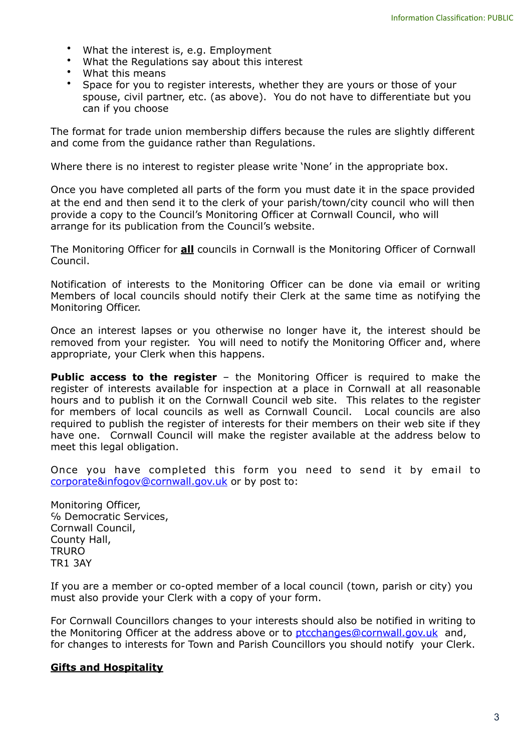- What the interest is, e.g. Employment
- What the Regulations say about this interest
- What this means
- Space for you to register interests, whether they are yours or those of your spouse, civil partner, etc. (as above). You do not have to differentiate but you can if you choose

The format for trade union membership differs because the rules are slightly different and come from the guidance rather than Regulations.

Where there is no interest to register please write 'None' in the appropriate box.

Once you have completed all parts of the form you must date it in the space provided at the end and then send it to the clerk of your parish/town/city council who will then provide a copy to the Council's Monitoring Officer at Cornwall Council, who will arrange for its publication from the Council's website.

The Monitoring Officer for **all** councils in Cornwall is the Monitoring Officer of Cornwall Council.

Notification of interests to the Monitoring Officer can be done via email or writing Members of local councils should notify their Clerk at the same time as notifying the Monitoring Officer.

Once an interest lapses or you otherwise no longer have it, the interest should be removed from your register. You will need to notify the Monitoring Officer and, where appropriate, your Clerk when this happens.

**Public access to the register** – the Monitoring Officer is required to make the register of interests available for inspection at a place in Cornwall at all reasonable hours and to publish it on the Cornwall Council web site. This relates to the register for members of local councils as well as Cornwall Council. Local councils are also required to publish the register of interests for their members on their web site if they have one. Cornwall Council will make the register available at the address below to meet this legal obligation.

Once you have completed this form you need to send it by email to corporate&infogov@cornwall.gov.uk or by post to:

Monitoring Officer,
℅ Democratic Services,
Cornwall Council,
County Hall,
TRURO
TR1 3AY

If you are a member or co-opted member of a local council (town, parish or city) you must also provide your Clerk with a copy of your form.

For Cornwall Councillors changes to your interests should also be notified in writing to the Monitoring Officer at the address above or to ptcchanges@cornwall.gov.uk and, for changes to interests for Town and Parish Councillors you should notify your Clerk.

## Gifts and Hospitality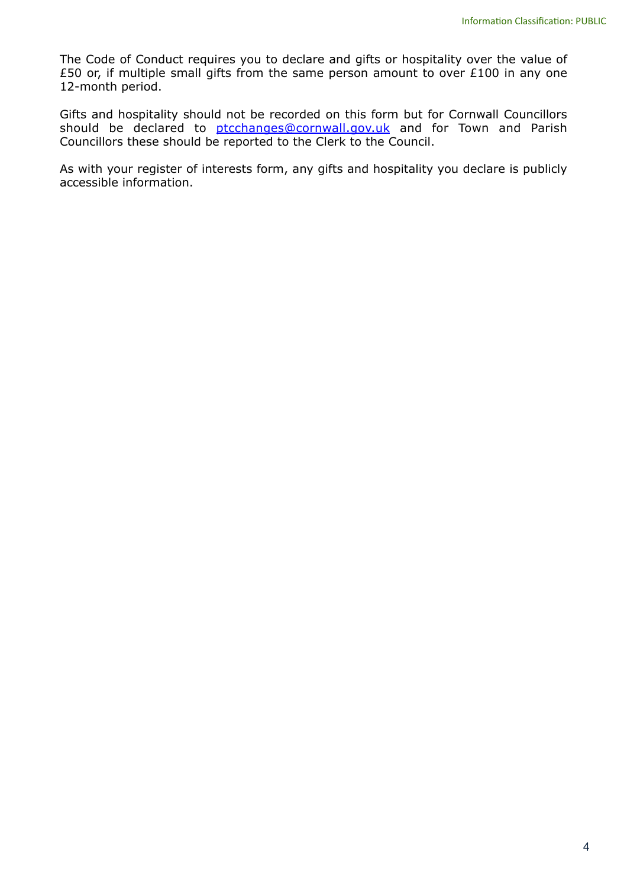The Code of Conduct requires you to declare and gifts or hospitality over the value of £50 or, if multiple small gifts from the same person amount to over £100 in any one 12-month period.

Gifts and hospitality should not be recorded on this form but for Cornwall Councillors should be declared to [ptcchanges@cornwall.gov.uk](mailto:ptcchanges@cornwall.gov.uk) and for Town and Parish Councillors these should be reported to the Clerk to the Council.

As with your register of interests form, any gifts and hospitality you declare is publicly accessible information.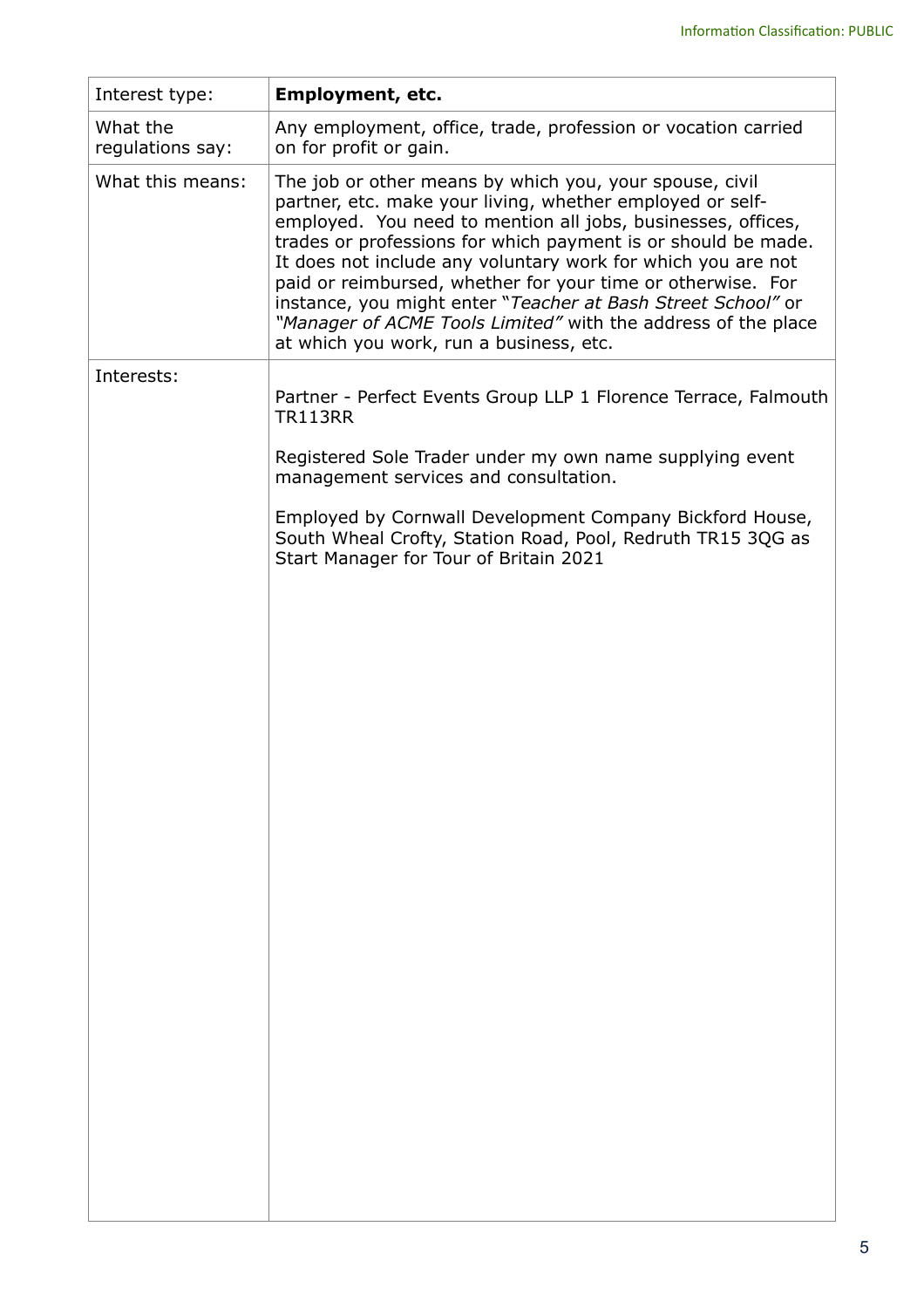| Interest type: | **Employment, etc.** |
|---|---|
| What the regulations say: | Any employment, office, trade, profession or vocation carried on for profit or gain. |
| What this means: | The job or other means by which you, your spouse, civil partner, etc. make your living, whether employed or self-employed. You need to mention all jobs, businesses, offices, trades or professions for which payment is or should be made. It does not include any voluntary work for which you are not paid or reimbursed, whether for your time or otherwise. For instance, you might enter "*Teacher at Bash Street School"* or *"Manager of ACME Tools Limited"* with the address of the place at which you work, run a business, etc. |
| Interests: | Partner - Perfect Events Group LLP 1 Florence Terrace, Falmouth TR113RR<br><br>Registered Sole Trader under my own name supplying event management services and consultation.<br><br>Employed by Cornwall Development Company Bickford House, South Wheal Crofty, Station Road, Pool, Redruth TR15 3QG as Start Manager for Tour of Britain 2021 |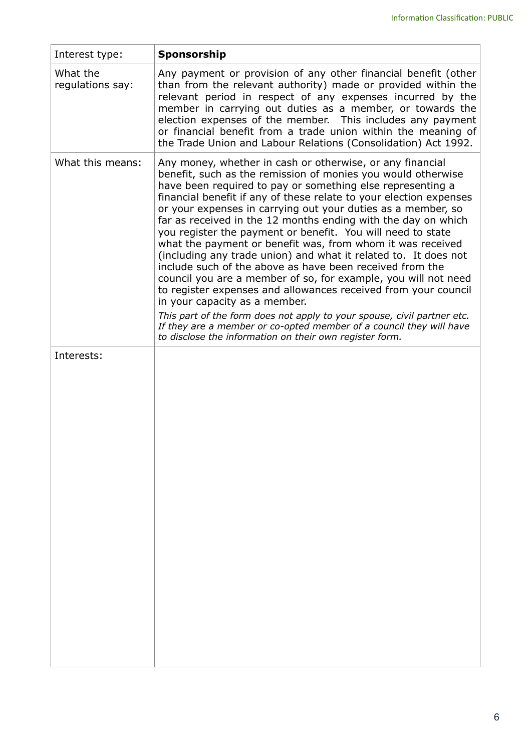| Interest type: | **Sponsorship** |
|---|---|
| What the regulations say: | Any payment or provision of any other financial benefit (other than from the relevant authority) made or provided within the relevant period in respect of any expenses incurred by the member in carrying out duties as a member, or towards the election expenses of the member. This includes any payment or financial benefit from a trade union within the meaning of the Trade Union and Labour Relations (Consolidation) Act 1992. |
| What this means: | Any money, whether in cash or otherwise, or any financial benefit, such as the remission of monies you would otherwise have been required to pay or something else representing a financial benefit if any of these relate to your election expenses or your expenses in carrying out your duties as a member, so far as received in the 12 months ending with the day on which you register the payment or benefit. You will need to state what the payment or benefit was, from whom it was received (including any trade union) and what it related to. It does not include such of the above as have been received from the council you are a member of so, for example, you will not need to register expenses and allowances received from your council in your capacity as a member.<br>*This part of the form does not apply to your spouse, civil partner etc. If they are a member or co-opted member of a council they will have to disclose the information on their own register form.* |
| Interests: | |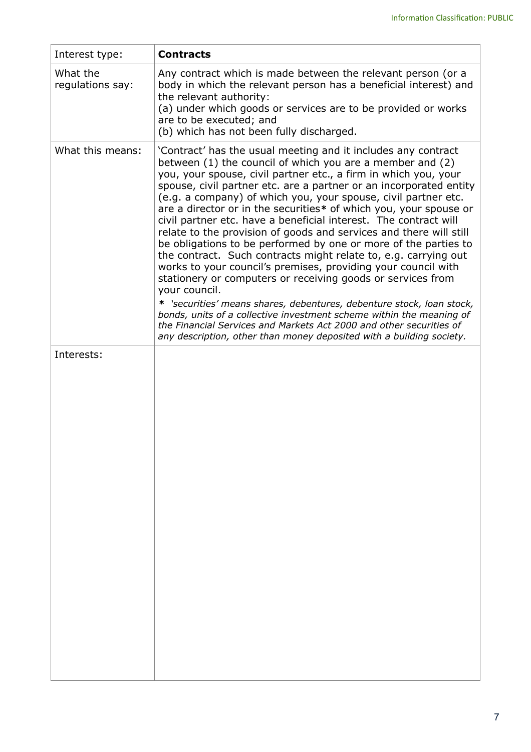| Interest type: | **Contracts** |
|---|---|
| What the regulations say: | Any contract which is made between the relevant person (or a body in which the relevant person has a beneficial interest) and the relevant authority:<br>(a) under which goods or services are to be provided or works are to be executed; and<br>(b) which has not been fully discharged. |
| What this means: | 'Contract' has the usual meeting and it includes any contract between (1) the council of which you are a member and (2) you, your spouse, civil partner etc., a firm in which you, your spouse, civil partner etc. are a partner or an incorporated entity (e.g. a company) of which you, your spouse, civil partner etc. are a director or in the securities* of which you, your spouse or civil partner etc. have a beneficial interest. The contract will relate to the provision of goods and services and there will still be obligations to be performed by one or more of the parties to the contract. Such contracts might relate to, e.g. carrying out works to your council's premises, providing your council with stationery or computers or receiving goods or services from your council.<br>* *'securities' means shares, debentures, debenture stock, loan stock, bonds, units of a collective investment scheme within the meaning of the Financial Services and Markets Act 2000 and other securities of any description, other than money deposited with a building society.* |
| Interests: | |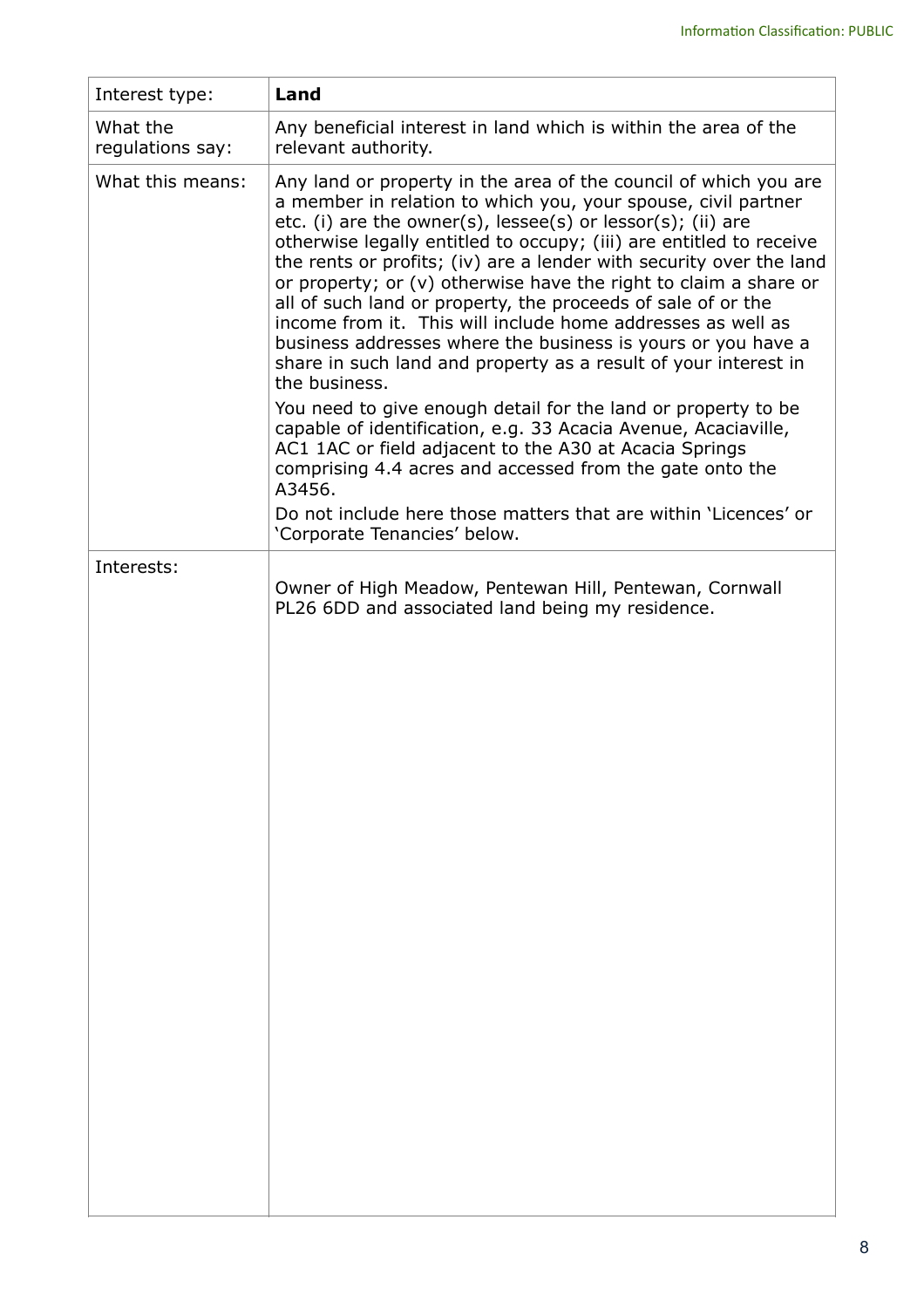| Interest type: | **Land** |
|---|---|
| What the regulations say: | Any beneficial interest in land which is within the area of the relevant authority. |
| What this means: | Any land or property in the area of the council of which you are a member in relation to which you, your spouse, civil partner etc. (i) are the owner(s), lessee(s) or lessor(s); (ii) are otherwise legally entitled to occupy; (iii) are entitled to receive the rents or profits; (iv) are a lender with security over the land or property; or (v) otherwise have the right to claim a share or all of such land or property, the proceeds of sale of or the income from it. This will include home addresses as well as business addresses where the business is yours or you have a share in such land and property as a result of your interest in the business.<br>You need to give enough detail for the land or property to be capable of identification, e.g. 33 Acacia Avenue, Acaciaville, AC1 1AC or field adjacent to the A30 at Acacia Springs comprising 4.4 acres and accessed from the gate onto the A3456.<br>Do not include here those matters that are within 'Licences' or 'Corporate Tenancies' below. |
| Interests: | Owner of High Meadow, Pentewan Hill, Pentewan, Cornwall PL26 6DD and associated land being my residence. |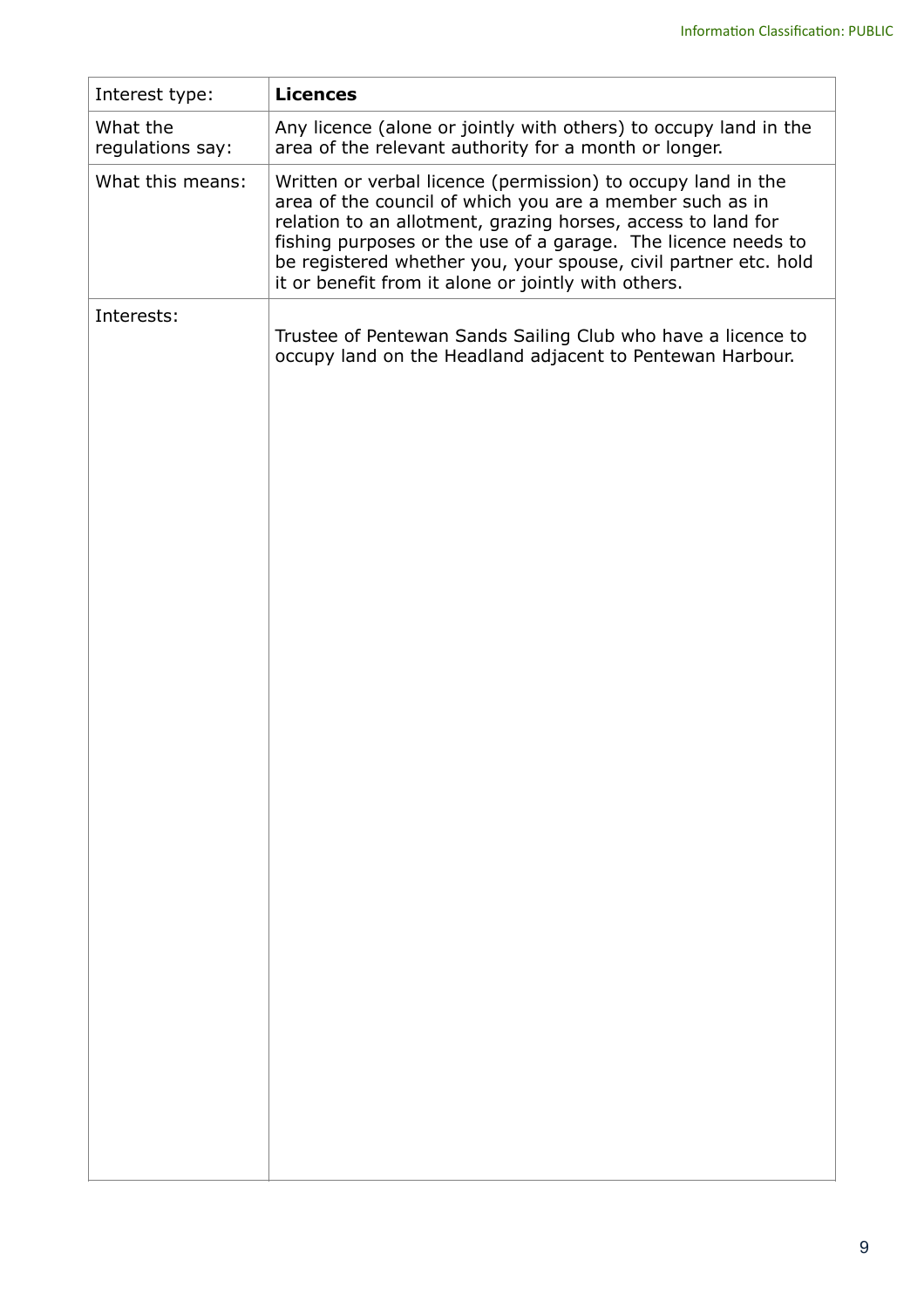| Interest type: | **Licences** |
| --- | --- |
| What the regulations say: | Any licence (alone or jointly with others) to occupy land in the area of the relevant authority for a month or longer. |
| What this means: | Written or verbal licence (permission) to occupy land in the area of the council of which you are a member such as in relation to an allotment, grazing horses, access to land for fishing purposes or the use of a garage. The licence needs to be registered whether you, your spouse, civil partner etc. hold it or benefit from it alone or jointly with others. |
| Interests: | Trustee of Pentewan Sands Sailing Club who have a licence to occupy land on the Headland adjacent to Pentewan Harbour. |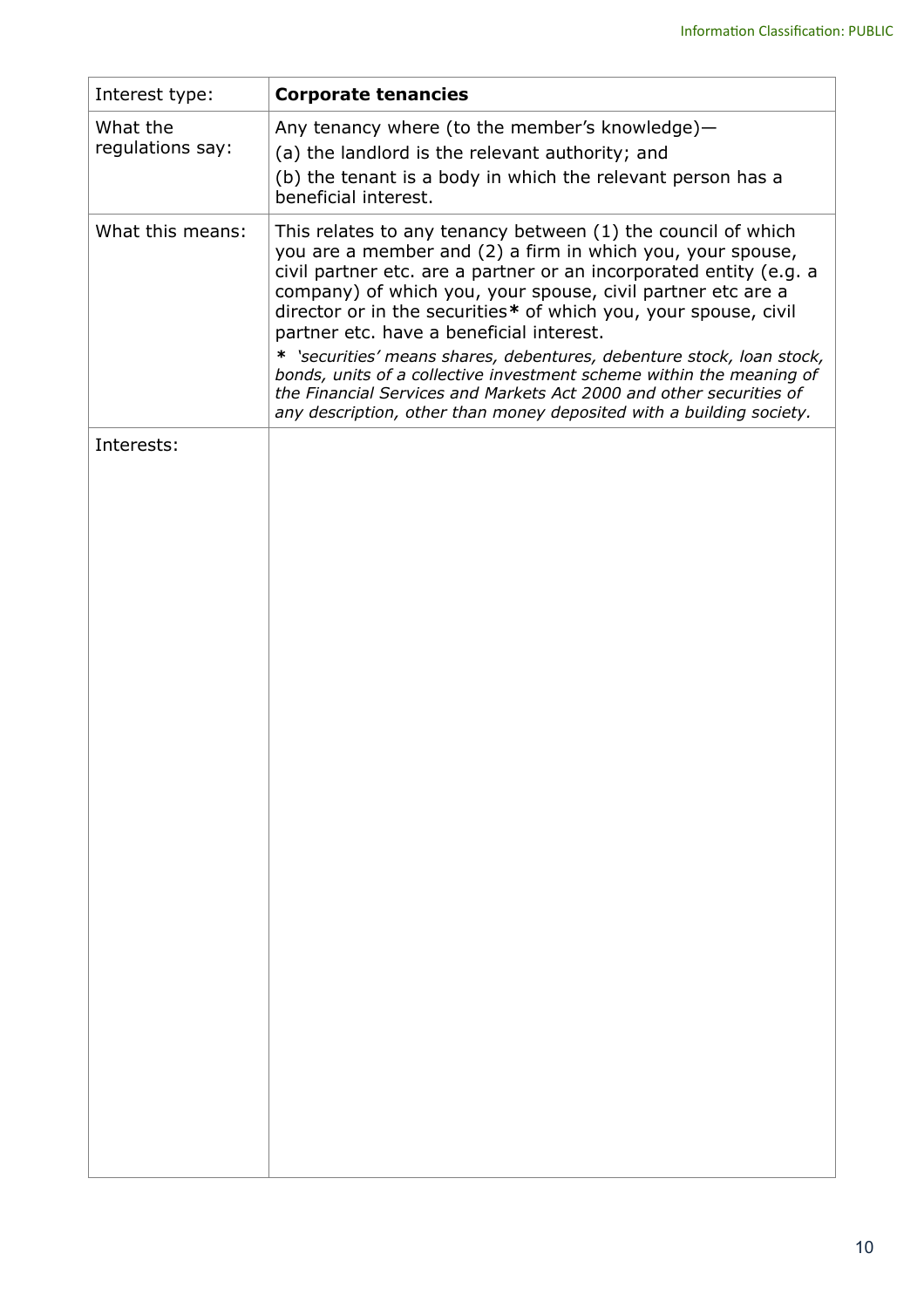| Interest type: | **Corporate tenancies** |
|---|---|
| What the regulations say: | Any tenancy where (to the member's knowledge)—<br>(a) the landlord is the relevant authority; and<br>(b) the tenant is a body in which the relevant person has a beneficial interest. |
| What this means: | This relates to any tenancy between (1) the council of which you are a member and (2) a firm in which you, your spouse, civil partner etc. are a partner or an incorporated entity (e.g. a company) of which you, your spouse, civil partner etc are a director or in the securities**\*** of which you, your spouse, civil partner etc. have a beneficial interest.<br>**\*** *'securities' means shares, debentures, debenture stock, loan stock, bonds, units of a collective investment scheme within the meaning of the Financial Services and Markets Act 2000 and other securities of any description, other than money deposited with a building society.* |
| Interests: | |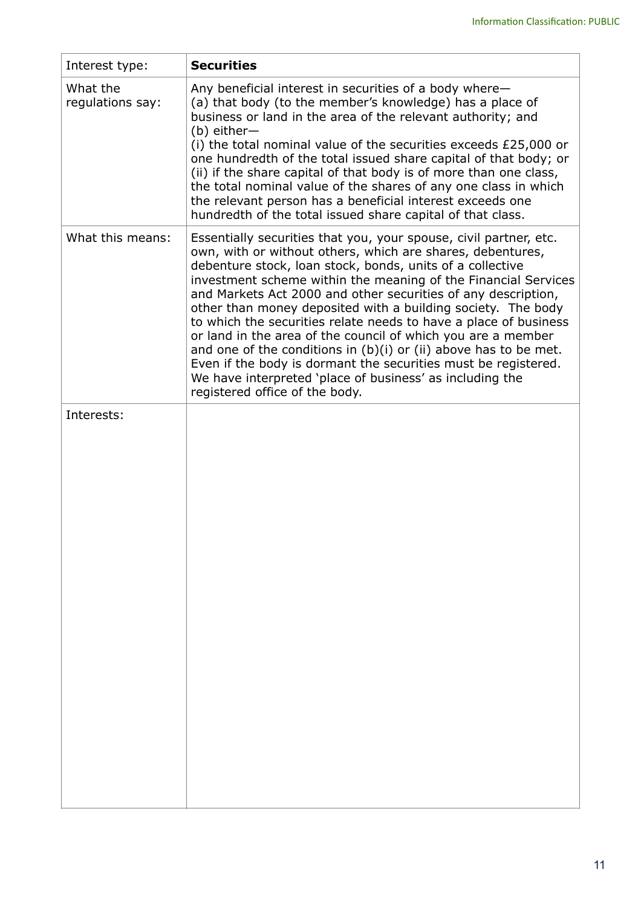| Interest type: | **Securities** |
|---|---|
| What the regulations say: | Any beneficial interest in securities of a body where—<br>(a) that body (to the member's knowledge) has a place of business or land in the area of the relevant authority; and<br>(b) either—<br>(i) the total nominal value of the securities exceeds £25,000 or one hundredth of the total issued share capital of that body; or<br>(ii) if the share capital of that body is of more than one class, the total nominal value of the shares of any one class in which the relevant person has a beneficial interest exceeds one hundredth of the total issued share capital of that class. |
| What this means: | Essentially securities that you, your spouse, civil partner, etc. own, with or without others, which are shares, debentures, debenture stock, loan stock, bonds, units of a collective investment scheme within the meaning of the Financial Services and Markets Act 2000 and other securities of any description, other than money deposited with a building society. The body to which the securities relate needs to have a place of business or land in the area of the council of which you are a member and one of the conditions in (b)(i) or (ii) above has to be met. Even if the body is dormant the securities must be registered. We have interpreted 'place of business' as including the registered office of the body. |
| Interests: | |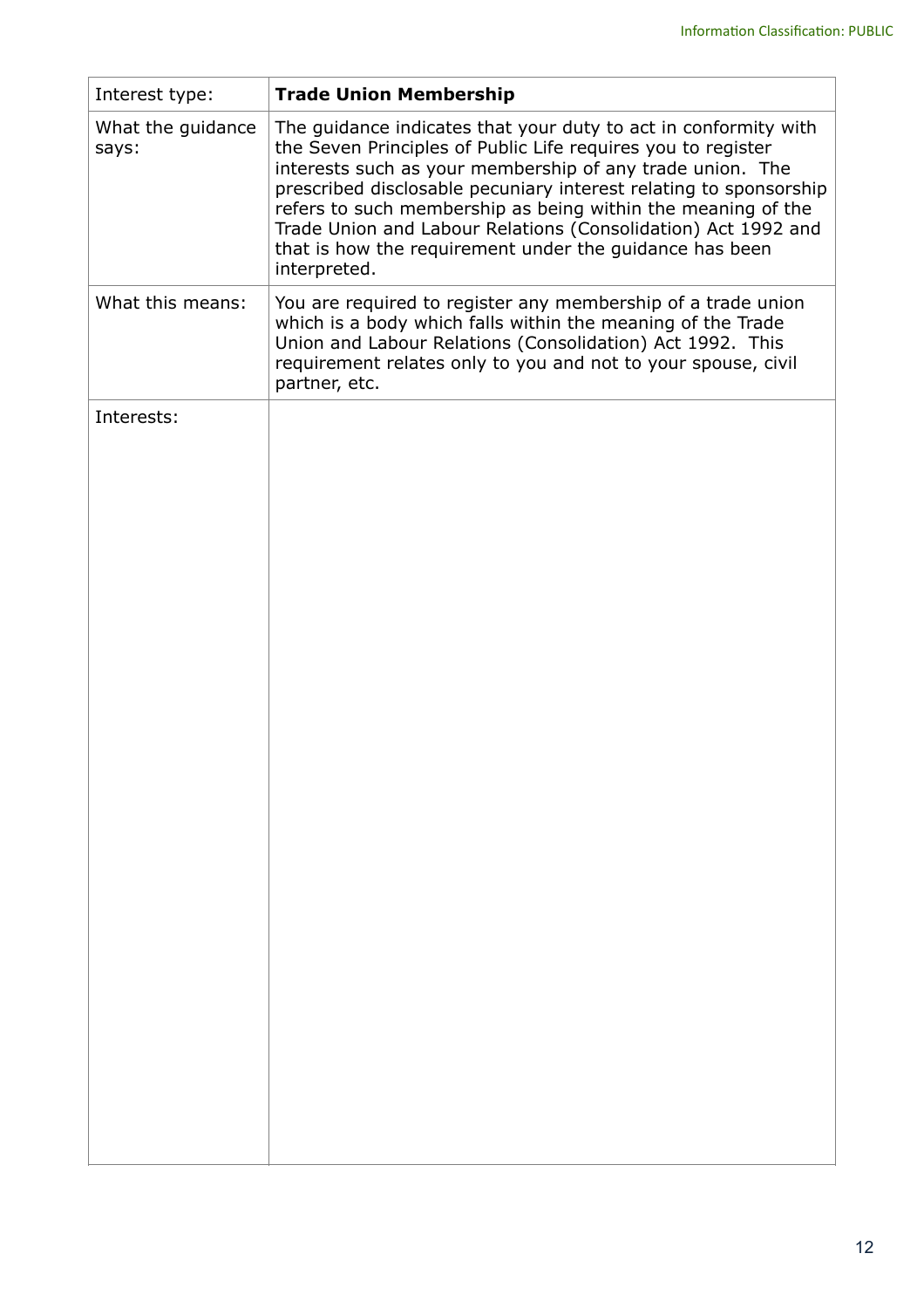| Interest type: | **Trade Union Membership** |
| --- | --- |
| What the guidance says: | The guidance indicates that your duty to act in conformity with the Seven Principles of Public Life requires you to register interests such as your membership of any trade union. The prescribed disclosable pecuniary interest relating to sponsorship refers to such membership as being within the meaning of the Trade Union and Labour Relations (Consolidation) Act 1992 and that is how the requirement under the guidance has been interpreted. |
| What this means: | You are required to register any membership of a trade union which is a body which falls within the meaning of the Trade Union and Labour Relations (Consolidation) Act 1992. This requirement relates only to you and not to your spouse, civil partner, etc. |
| Interests: | |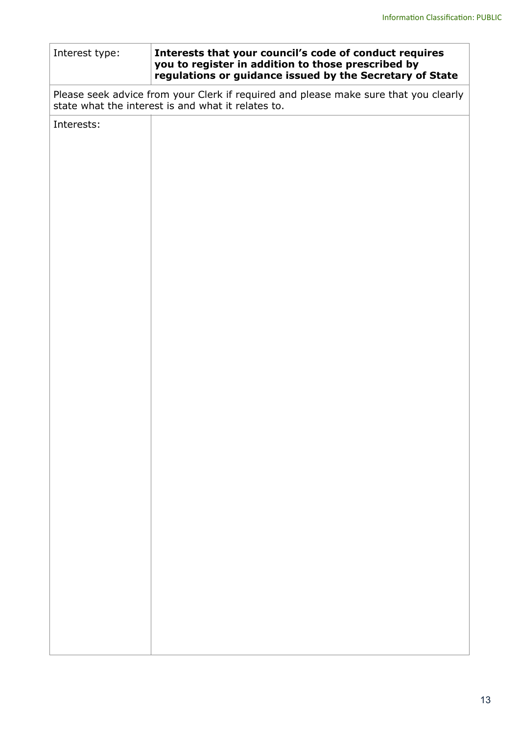| Interest type: | **Interests that your council's code of conduct requires you to register in addition to those prescribed by regulations or guidance issued by the Secretary of State** |
| --- | --- |
| Please seek advice from your Clerk if required and please make sure that you clearly state what the interest is and what it relates to. | |
| Interests: | |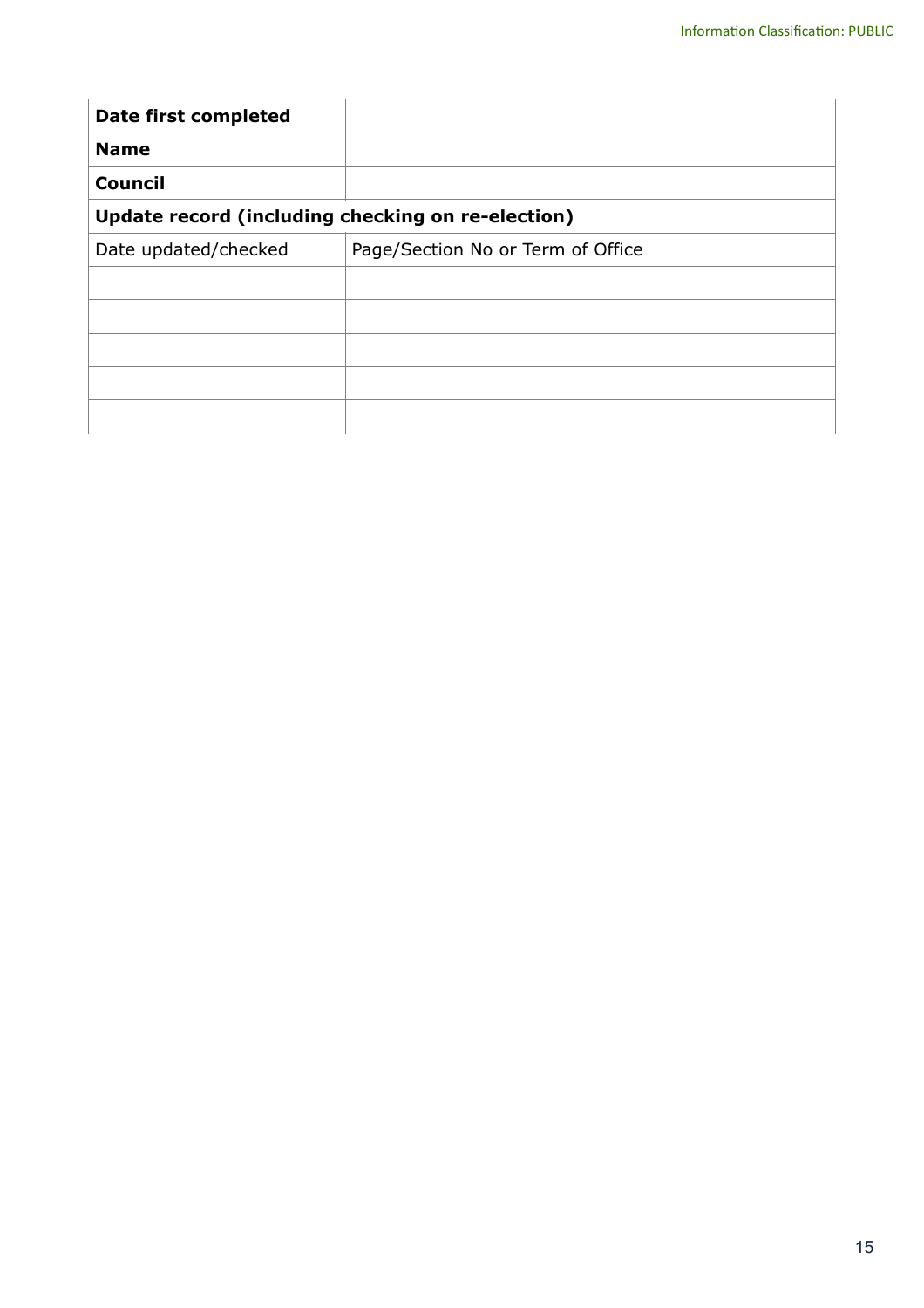| | |
|---|---|
| **Date first completed** | |
| **Name** | |
| **Council** | |
| **Update record (including checking on re-election)** | |
| Date updated/checked | Page/Section No or Term of Office |
| | |
| | |
| | |
| | |
| | |